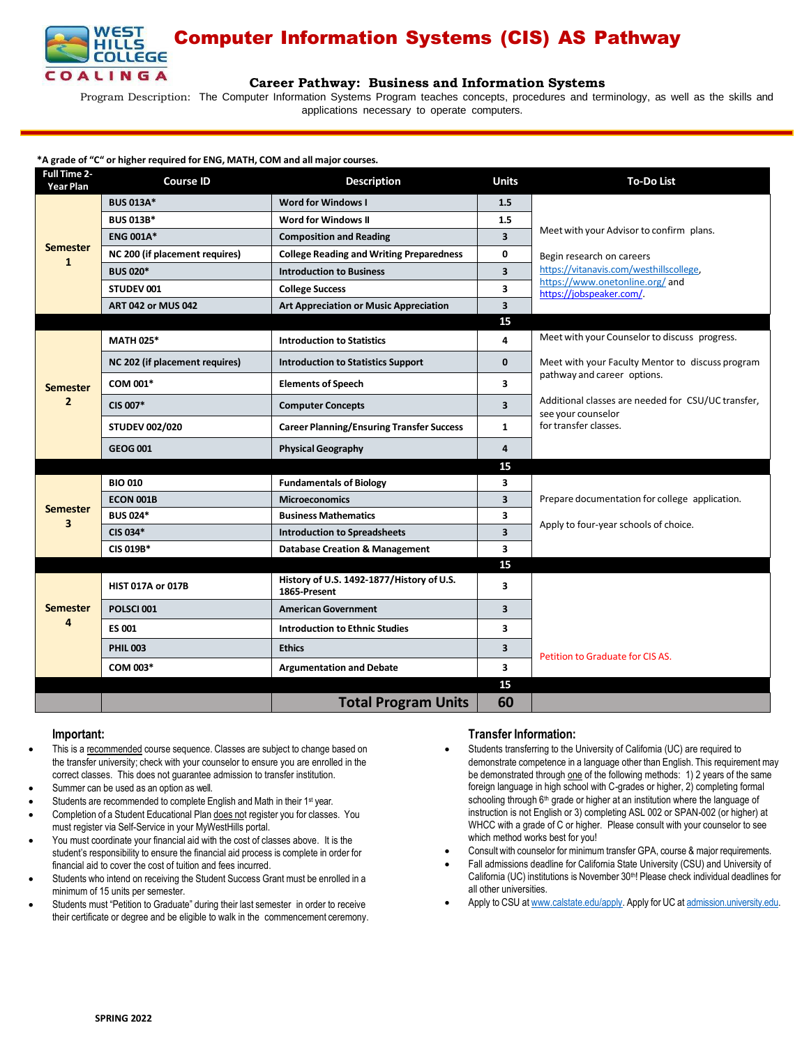# Computer Information Systems (CIS) AS Pathway

WEST HILLS COLLEGE COALINGA

## Career Pathway: Business and Information Systems

Program Description: The Computer Information Systems Program teaches concepts, procedures and terminology, as well as the skills and applications necessary to operate computers.

***A grade of "C" or higher required for ENG, MATH, COM and all major courses.**

| Full Time 2-Year Plan | Course ID | Description | Units | To-Do List |
|---|---|---|---|---|
| Semester 1 | BUS 013A* | Word for Windows I | 1.5 | Meet with your Advisor to confirm plans.<br><br>Begin research on careers https://vitanavis.com/westhillscollege, https://www.onetonline.org/ and https://jobspeaker.com/. |
| | BUS 013B* | Word for Windows II | 1.5 | |
| | ENG 001A* | Composition and Reading | 3 | |
| | NC 200 (if placement requires) | College Reading and Writing Preparedness | 0 | |
| | BUS 020* | Introduction to Business | 3 | |
| | STUDEV 001 | College Success | 3 | |
| | ART 042 or MUS 042 | Art Appreciation or Music Appreciation | 3 | |
| | | | 15 | |
| Semester 2 | MATH 025* | Introduction to Statistics | 4 | Meet with your Counselor to discuss progress.<br><br>Meet with your Faculty Mentor to discuss program pathway and career options.<br><br>Additional classes are needed for CSU/UC transfer, see your counselor for transfer classes. |
| | NC 202 (if placement requires) | Introduction to Statistics Support | 0 | |
| | COM 001* | Elements of Speech | 3 | |
| | CIS 007* | Computer Concepts | 3 | |
| | STUDEV 002/020 | Career Planning/Ensuring Transfer Success | 1 | |
| | GEOG 001 | Physical Geography | 4 | |
| | | | 15 | |
| Semester 3 | BIO 010 | Fundamentals of Biology | 3 | Prepare documentation for college application.<br><br>Apply to four-year schools of choice. |
| | ECON 001B | Microeconomics | 3 | |
| | BUS 024* | Business Mathematics | 3 | |
| | CIS 034* | Introduction to Spreadsheets | 3 | |
| | CIS 019B* | Database Creation & Management | 3 | |
| | | | 15 | |
| Semester 4 | HIST 017A or 017B | History of U.S. 1492-1877/History of U.S. 1865-Present | 3 | Petition to Graduate for CIS AS. |
| | POLSCI 001 | American Government | 3 | |
| | ES 001 | Introduction to Ethnic Studies | 3 | |
| | PHIL 003 | Ethics | 3 | |
| | COM 003* | Argumentation and Debate | 3 | |
| | | | 15 | |
| | | **Total Program Units** | **60** | |

### Important:

- This is a recommended course sequence. Classes are subject to change based on the transfer university; check with your counselor to ensure you are enrolled in the correct classes. This does not guarantee admission to transfer institution.
- Summer can be used as an option as well.
- Students are recommended to complete English and Math in their 1st year.
- Completion of a Student Educational Plan does not register you for classes. You must register via Self-Service in your MyWestHills portal.
- You must coordinate your financial aid with the cost of classes above. It is the student's responsibility to ensure the financial aid process is complete in order for financial aid to cover the cost of tuition and fees incurred.
- Students who intend on receiving the Student Success Grant must be enrolled in a minimum of 15 units per semester.
- Students must "Petition to Graduate" during their last semester in order to receive their certificate or degree and be eligible to walk in the commencement ceremony.

### Transfer Information:

- Students transferring to the University of California (UC) are required to demonstrate competence in a language other than English. This requirement may be demonstrated through one of the following methods: 1) 2 years of the same foreign language in high school with C-grades or higher, 2) completing formal schooling through 6th grade or higher at an institution where the language of instruction is not English or 3) completing ASL 002 or SPAN-002 (or higher) at WHCC with a grade of C or higher. Please consult with your counselor to see which method works best for you!
- Consult with counselor for minimum transfer GPA, course & major requirements.
- Fall admissions deadline for California State University (CSU) and University of California (UC) institutions is November 30th! Please check individual deadlines for all other universities.
- Apply to CSU at www.calstate.edu/apply. Apply for UC at admission.university.edu.

SPRING 2022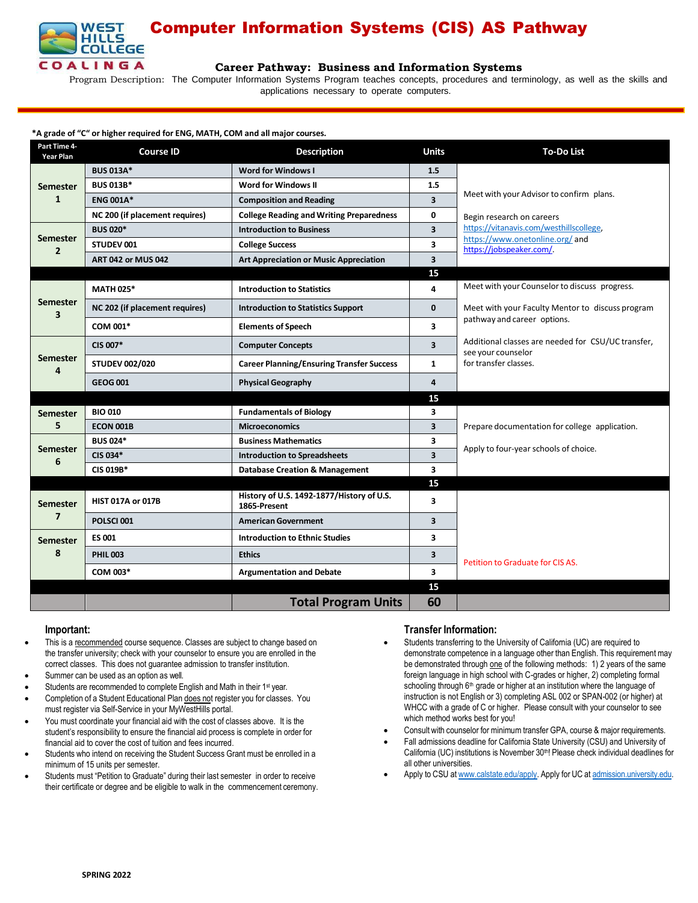# Computer Information Systems (CIS) AS Pathway

WEST HILLS COLLEGE COALINGA

### Career Pathway: Business and Information Systems

Program Description: The Computer Information Systems Program teaches concepts, procedures and terminology, as well as the skills and applications necessary to operate computers.

***A grade of "C" or higher required for ENG, MATH, COM and all major courses.**

| Part Time 4-Year Plan | Course ID | Description | Units | To-Do List |
|---|---|---|---|---|
| Semester 1 | BUS 013A* | Word for Windows I | 1.5 | Meet with your Advisor to confirm plans.<br><br>Begin research on careers https://vitanavis.com/westhillscollege, https://www.onetonline.org/ and https://jobspeaker.com/. |
| | BUS 013B* | Word for Windows II | 1.5 | |
| | ENG 001A* | Composition and Reading | 3 | |
| | NC 200 (if placement requires) | College Reading and Writing Preparedness | 0 | |
| Semester 2 | BUS 020* | Introduction to Business | 3 | |
| | STUDEV 001 | College Success | 3 | |
| | ART 042 or MUS 042 | Art Appreciation or Music Appreciation | 3 | |
| | | | 15 | |
| Semester 3 | MATH 025* | Introduction to Statistics | 4 | Meet with your Counselor to discuss progress.<br><br>Meet with your Faculty Mentor to discuss program pathway and career options.<br><br>Additional classes are needed for CSU/UC transfer, see your counselor for transfer classes. |
| | NC 202 (if placement requires) | Introduction to Statistics Support | 0 | |
| | COM 001* | Elements of Speech | 3 | |
| Semester 4 | CIS 007* | Computer Concepts | 3 | |
| | STUDEV 002/020 | Career Planning/Ensuring Transfer Success | 1 | |
| | GEOG 001 | Physical Geography | 4 | |
| | | | 15 | |
| Semester 5 | BIO 010 | Fundamentals of Biology | 3 | Prepare documentation for college application.<br><br>Apply to four-year schools of choice. |
| | ECON 001B | Microeconomics | 3 | |
| Semester 6 | BUS 024* | Business Mathematics | 3 | |
| | CIS 034* | Introduction to Spreadsheets | 3 | |
| | CIS 019B* | Database Creation & Management | 3 | |
| | | | 15 | |
| Semester 7 | HIST 017A or 017B | History of U.S. 1492-1877/History of U.S. 1865-Present | 3 | Petition to Graduate for CIS AS. |
| | POLSCI 001 | American Government | 3 | |
| Semester 8 | ES 001 | Introduction to Ethnic Studies | 3 | |
| | PHIL 003 | Ethics | 3 | |
| | COM 003* | Argumentation and Debate | 3 | |
| | | | 15 | |
| | | **Total Program Units** | **60** | |

## Important:

- This is a recommended course sequence. Classes are subject to change based on the transfer university; check with your counselor to ensure you are enrolled in the correct classes. This does not guarantee admission to transfer institution.
- Summer can be used as an option as well.
- Students are recommended to complete English and Math in their 1st year.
- Completion of a Student Educational Plan does not register you for classes. You must register via Self-Service in your MyWestHills portal.
- You must coordinate your financial aid with the cost of classes above. It is the student's responsibility to ensure the financial aid process is complete in order for financial aid to cover the cost of tuition and fees incurred.
- Students who intend on receiving the Student Success Grant must be enrolled in a minimum of 15 units per semester.
- Students must "Petition to Graduate" during their last semester in order to receive their certificate or degree and be eligible to walk in the commencement ceremony.

## Transfer Information:

- Students transferring to the University of California (UC) are required to demonstrate competence in a language other than English. This requirement may be demonstrated through one of the following methods: 1) 2 years of the same foreign language in high school with C-grades or higher, 2) completing formal schooling through 6th grade or higher at an institution where the language of instruction is not English or 3) completing ASL 002 or SPAN-002 (or higher) at WHCC with a grade of C or higher. Please consult with your counselor to see which method works best for you!
- Consult with counselor for minimum transfer GPA, course & major requirements.
- Fall admissions deadline for California State University (CSU) and University of California (UC) institutions is November 30th! Please check individual deadlines for all other universities.
- Apply to CSU at www.calstate.edu/apply. Apply for UC at admission.university.edu.

SPRING 2022